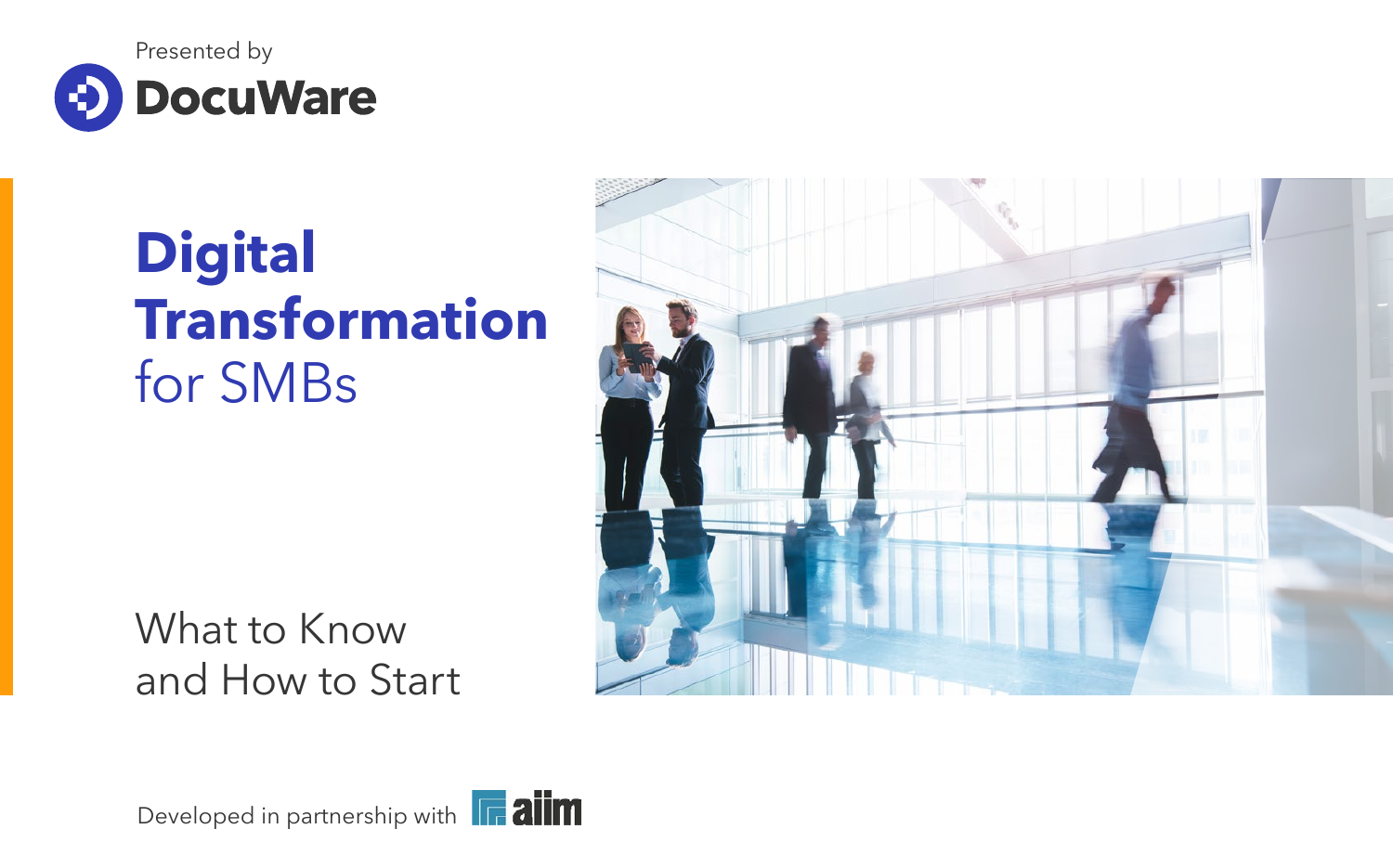Presented by

DocuWare

# Digital Transformation for SMBs

## What to Know and How to Start

Developed in partnership with aiim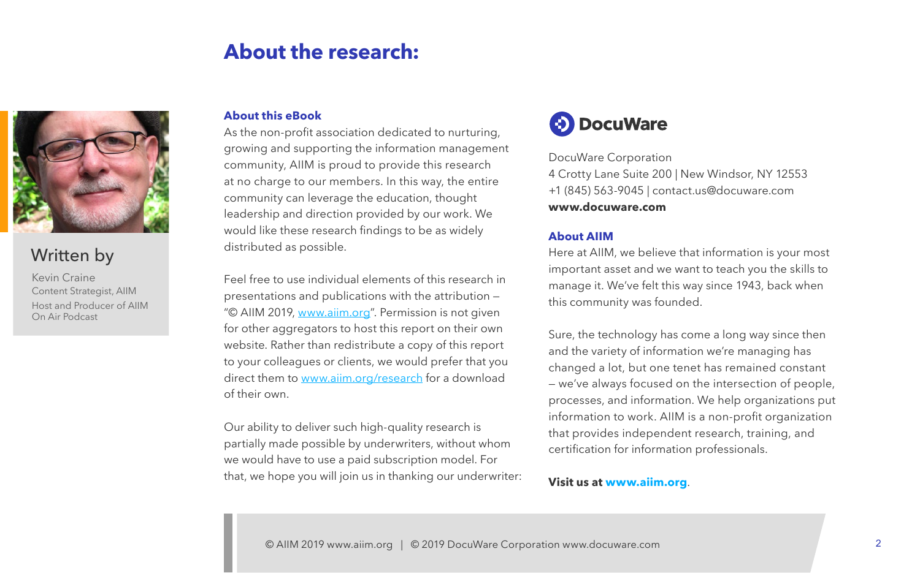# About the research:

Written by

Kevin Craine
Content Strategist, AIIM
Host and Producer of AIIM On Air Podcast

### About this eBook

As the non-profit association dedicated to nurturing, growing and supporting the information management community, AIIM is proud to provide this research at no charge to our members. In this way, the entire community can leverage the education, thought leadership and direction provided by our work. We would like these research findings to be as widely distributed as possible.

Feel free to use individual elements of this research in presentations and publications with the attribution – "© AIIM 2019, www.aiim.org". Permission is not given for other aggregators to host this report on their own website. Rather than redistribute a copy of this report to your colleagues or clients, we would prefer that you direct them to www.aiim.org/research for a download of their own.

Our ability to deliver such high-quality research is partially made possible by underwriters, without whom we would have to use a paid subscription model. For that, we hope you will join us in thanking our underwriter:

DocuWare

DocuWare Corporation
4 Crotty Lane Suite 200 | New Windsor, NY 12553
+1 (845) 563-9045 | contact.us@docuware.com
**www.docuware.com**

### About AIIM

Here at AIIM, we believe that information is your most important asset and we want to teach you the skills to manage it. We've felt this way since 1943, back when this community was founded.

Sure, the technology has come a long way since then and the variety of information we're managing has changed a lot, but one tenet has remained constant – we've always focused on the intersection of people, processes, and information. We help organizations put information to work. AIIM is a non-profit organization that provides independent research, training, and certification for information professionals.

**Visit us at www.aiim.org**.

© AIIM 2019 www.aiim.org | © 2019 DocuWare Corporation www.docuware.com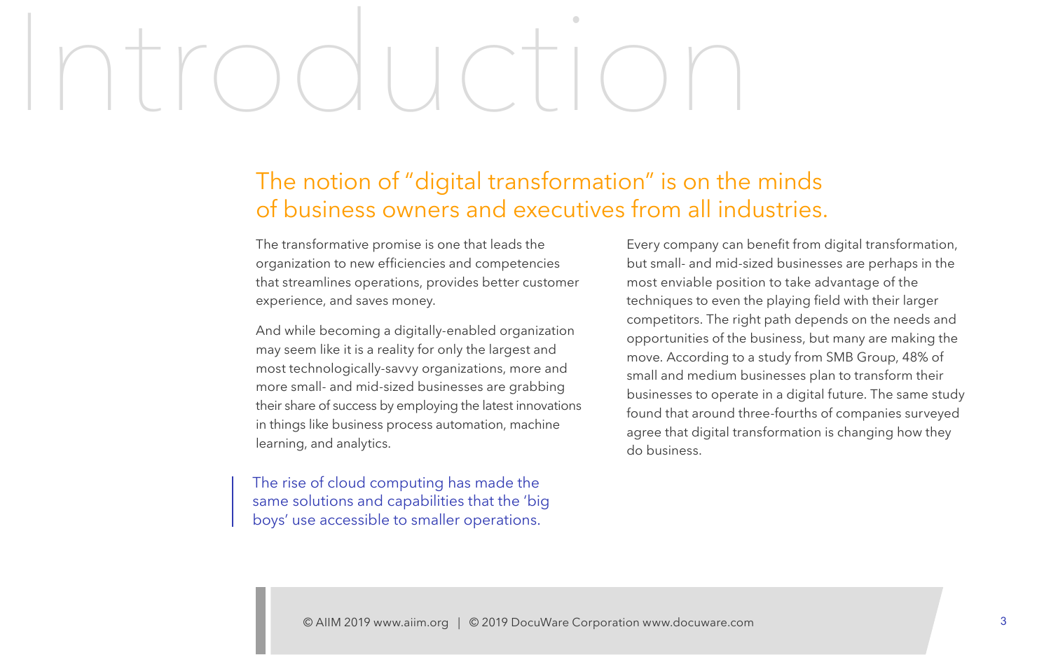# Introduction

## The notion of "digital transformation" is on the minds of business owners and executives from all industries.

The transformative promise is one that leads the organization to new efficiencies and competencies that streamlines operations, provides better customer experience, and saves money.

And while becoming a digitally-enabled organization may seem like it is a reality for only the largest and most technologically-savvy organizations, more and more small- and mid-sized businesses are grabbing their share of success by employing the latest innovations in things like business process automation, machine learning, and analytics.

> The rise of cloud computing has made the same solutions and capabilities that the 'big boys' use accessible to smaller operations.

Every company can benefit from digital transformation, but small- and mid-sized businesses are perhaps in the most enviable position to take advantage of the techniques to even the playing field with their larger competitors. The right path depends on the needs and opportunities of the business, but many are making the move. According to a study from SMB Group, 48% of small and medium businesses plan to transform their businesses to operate in a digital future. The same study found that around three-fourths of companies surveyed agree that digital transformation is changing how they do business.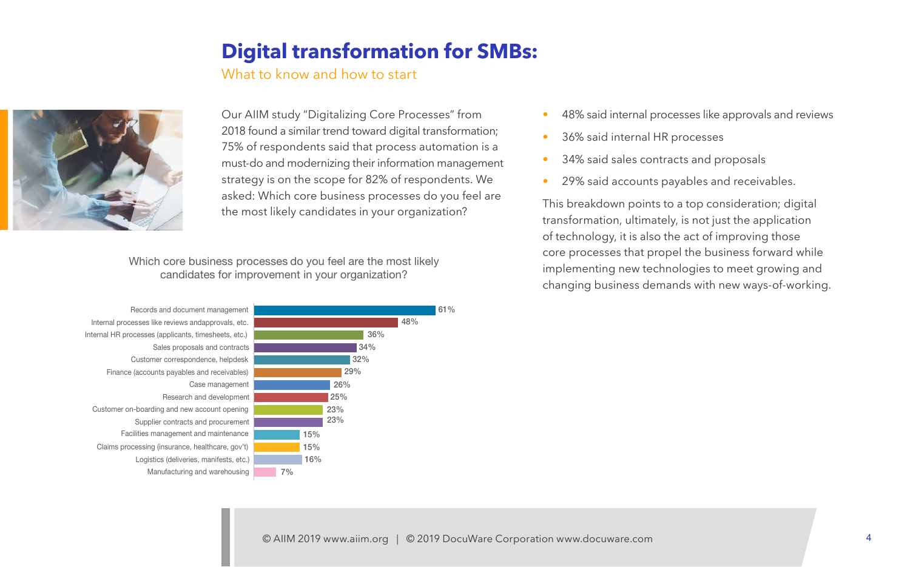# Digital transformation for SMBs:

## What to know and how to start

Our AIIM study "Digitalizing Core Processes" from 2018 found a similar trend toward digital transformation; 75% of respondents said that process automation is a must-do and modernizing their information management strategy is on the scope for 82% of respondents. We asked: Which core business processes do you feel are the most likely candidates in your organization?

Which core business processes do you feel are the most likely candidates for improvement in your organization?

Records and document management 61%
Internal processes like reviews andapprovals, etc. 48%
Internal HR processes (applicants, timesheets, etc.) 36%
Sales proposals and contracts 34%
Customer correspondence, helpdesk 32%
Finance (accounts payables and receivables) 29%
Case management 26%
Research and development 25%
Customer on-boarding and new account opening 23%
Supplier contracts and procurement 23%
Facilities management and maintenance 15%
Claims processing (insurance, healthcare, gov't) 15%
Logistics (deliveries, manifests, etc.) 16%
Manufacturing and warehousing 7%

- 48% said internal processes like approvals and reviews
- 36% said internal HR processes
- 34% said sales contracts and proposals
- 29% said accounts payables and receivables.

This breakdown points to a top consideration; digital transformation, ultimately, is not just the application of technology, it is also the act of improving those core processes that propel the business forward while implementing new technologies to meet growing and changing business demands with new ways-of-working.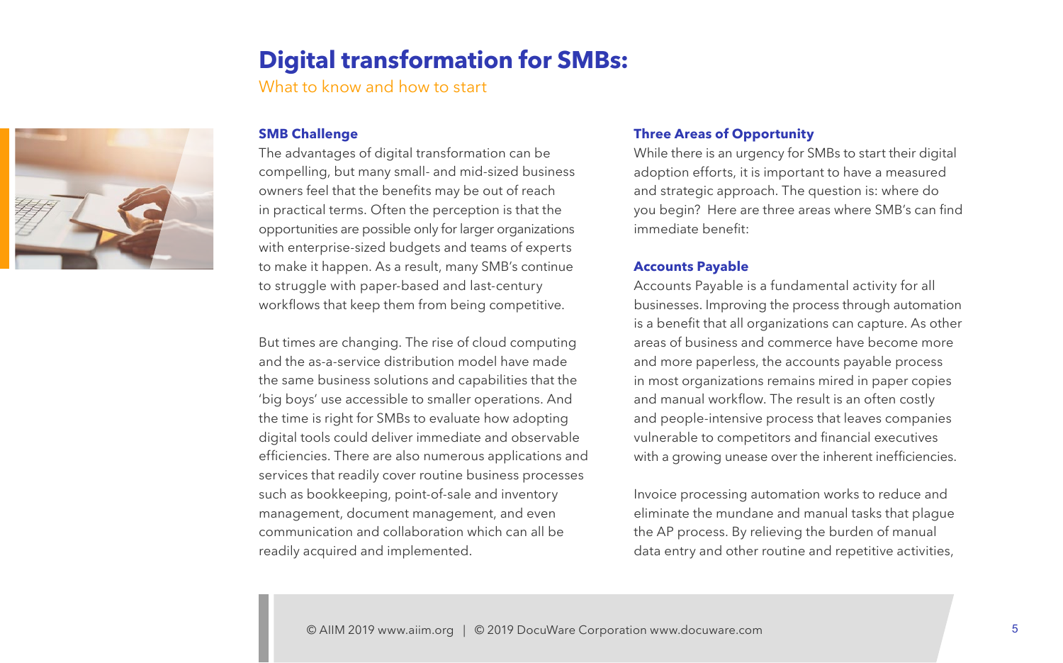# Digital transformation for SMBs:

What to know and how to start

### SMB Challenge

The advantages of digital transformation can be compelling, but many small- and mid-sized business owners feel that the benefits may be out of reach in practical terms. Often the perception is that the opportunities are possible only for larger organizations with enterprise-sized budgets and teams of experts to make it happen. As a result, many SMB's continue to struggle with paper-based and last-century workflows that keep them from being competitive.

But times are changing. The rise of cloud computing and the as-a-service distribution model have made the same business solutions and capabilities that the 'big boys' use accessible to smaller operations. And the time is right for SMBs to evaluate how adopting digital tools could deliver immediate and observable efficiencies. There are also numerous applications and services that readily cover routine business processes such as bookkeeping, point-of-sale and inventory management, document management, and even communication and collaboration which can all be readily acquired and implemented.

### Three Areas of Opportunity

While there is an urgency for SMBs to start their digital adoption efforts, it is important to have a measured and strategic approach. The question is: where do you begin? Here are three areas where SMB's can find immediate benefit:

### Accounts Payable

Accounts Payable is a fundamental activity for all businesses. Improving the process through automation is a benefit that all organizations can capture. As other areas of business and commerce have become more and more paperless, the accounts payable process in most organizations remains mired in paper copies and manual workflow. The result is an often costly and people-intensive process that leaves companies vulnerable to competitors and financial executives with a growing unease over the inherent inefficiencies.

Invoice processing automation works to reduce and eliminate the mundane and manual tasks that plague the AP process. By relieving the burden of manual data entry and other routine and repetitive activities,

© AIIM 2019 www.aiim.org | © 2019 DocuWare Corporation www.docuware.com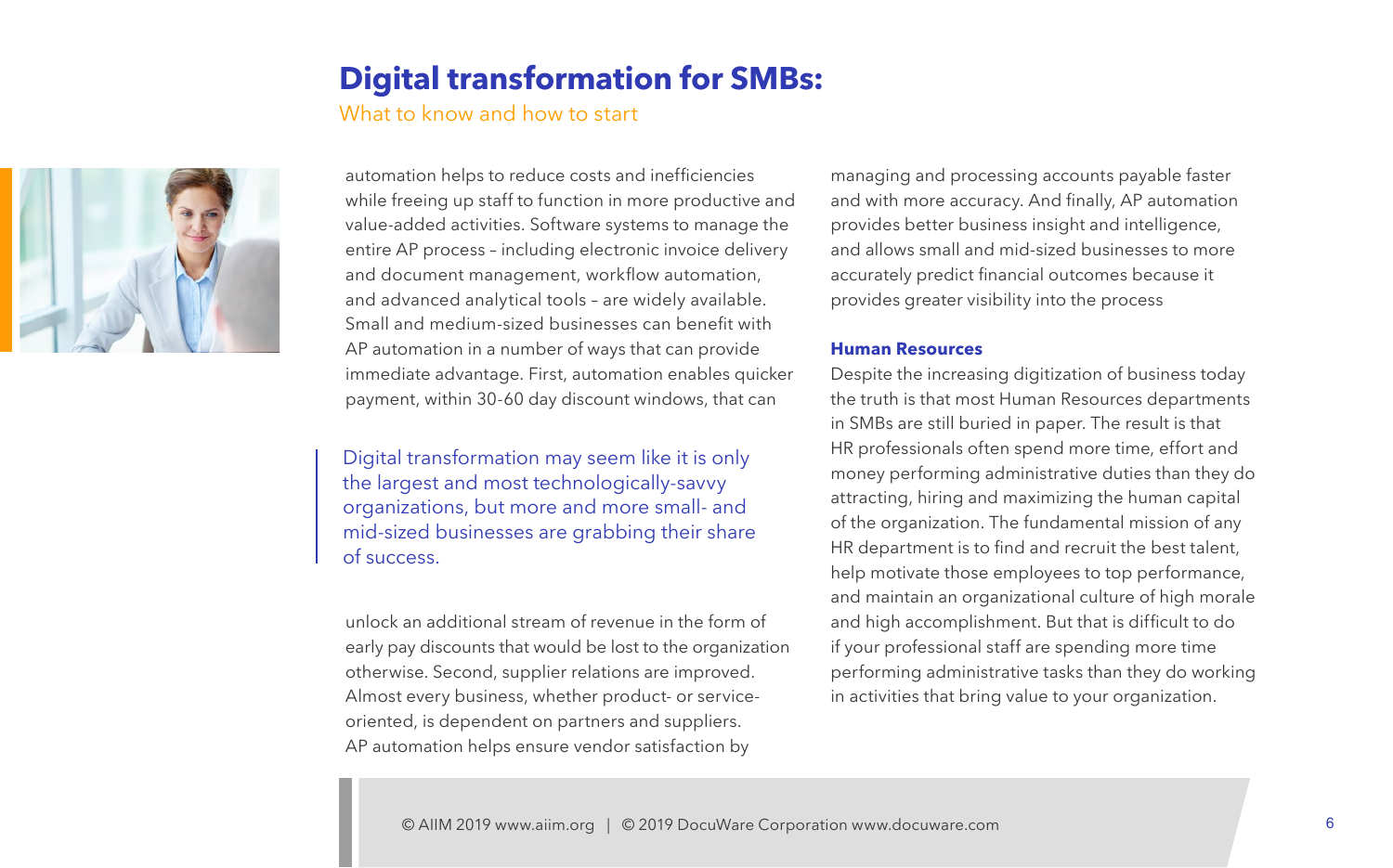automation helps to reduce costs and inefficiencies while freeing up staff to function in more productive and value-added activities. Software systems to manage the entire AP process – including electronic invoice delivery and document management, workflow automation, and advanced analytical tools – are widely available. Small and medium-sized businesses can benefit with AP automation in a number of ways that can provide immediate advantage. First, automation enables quicker payment, within 30-60 day discount windows, that can unlock an additional stream of revenue in the form of early pay discounts that would be lost to the organization otherwise. Second, supplier relations are improved. Almost every business, whether product- or service-oriented, is dependent on partners and suppliers. AP automation helps ensure vendor satisfaction by managing and processing accounts payable faster and with more accuracy. And finally, AP automation provides better business insight and intelligence, and allows small and mid-sized businesses to more accurately predict financial outcomes because it provides greater visibility into the process

> Digital transformation may seem like it is only the largest and most technologically-savvy organizations, but more and more small- and mid-sized businesses are grabbing their share of success.

### Human Resources

Despite the increasing digitization of business today the truth is that most Human Resources departments in SMBs are still buried in paper. The result is that HR professionals often spend more time, effort and money performing administrative duties than they do attracting, hiring and maximizing the human capital of the organization. The fundamental mission of any HR department is to find and recruit the best talent, help motivate those employees to top performance, and maintain an organizational culture of high morale and high accomplishment. But that is difficult to do if your professional staff are spending more time performing administrative tasks than they do working in activities that bring value to your organization.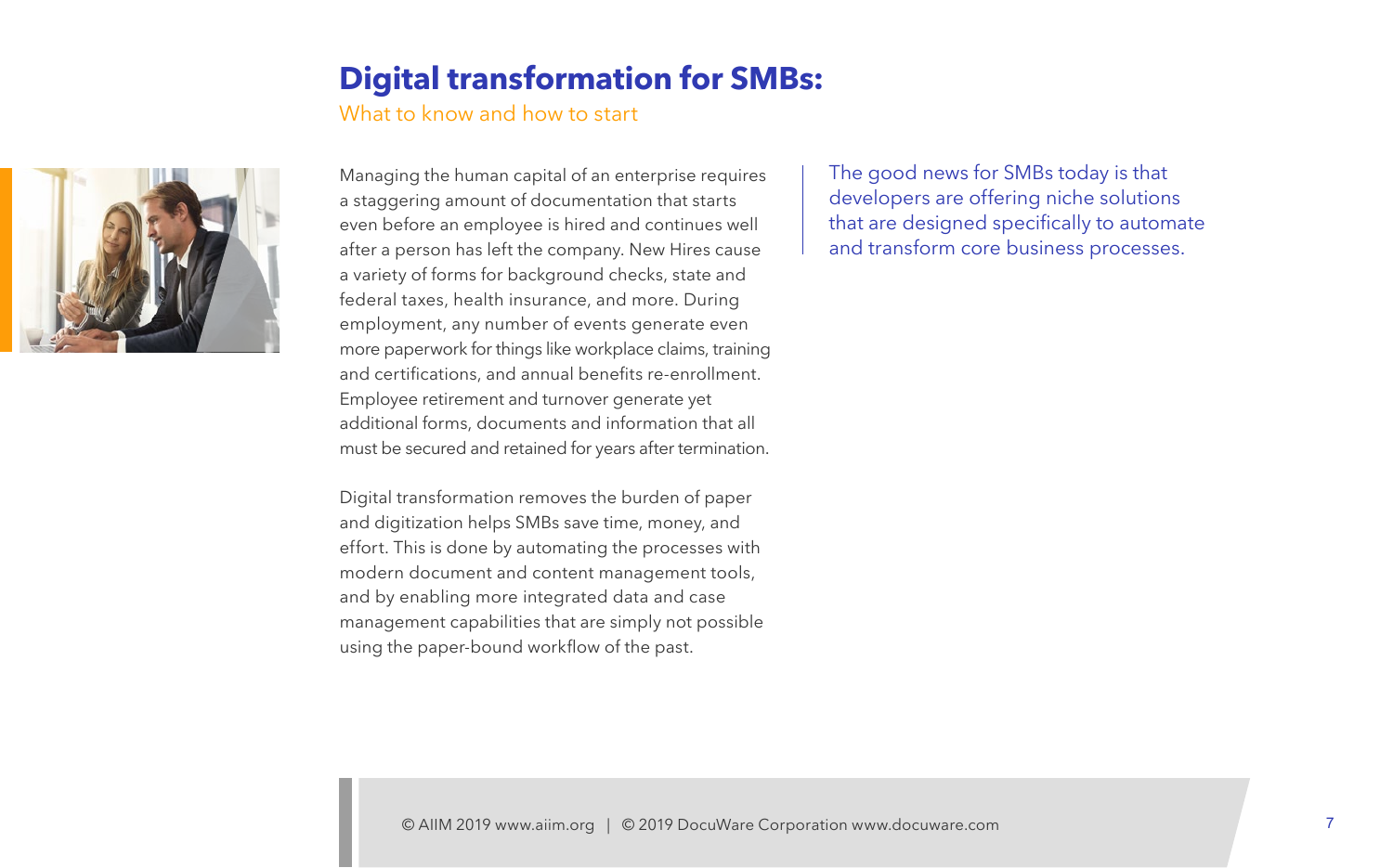# Digital transformation for SMBs:

## What to know and how to start

Managing the human capital of an enterprise requires a staggering amount of documentation that starts even before an employee is hired and continues well after a person has left the company. New Hires cause a variety of forms for background checks, state and federal taxes, health insurance, and more. During employment, any number of events generate even more paperwork for things like workplace claims, training and certifications, and annual benefits re-enrollment. Employee retirement and turnover generate yet additional forms, documents and information that all must be secured and retained for years after termination.

Digital transformation removes the burden of paper and digitization helps SMBs save time, money, and effort. This is done by automating the processes with modern document and content management tools, and by enabling more integrated data and case management capabilities that are simply not possible using the paper-bound workflow of the past.

> The good news for SMBs today is that developers are offering niche solutions that are designed specifically to automate and transform core business processes.

© AIIM 2019 www.aiim.org | © 2019 DocuWare Corporation www.docuware.com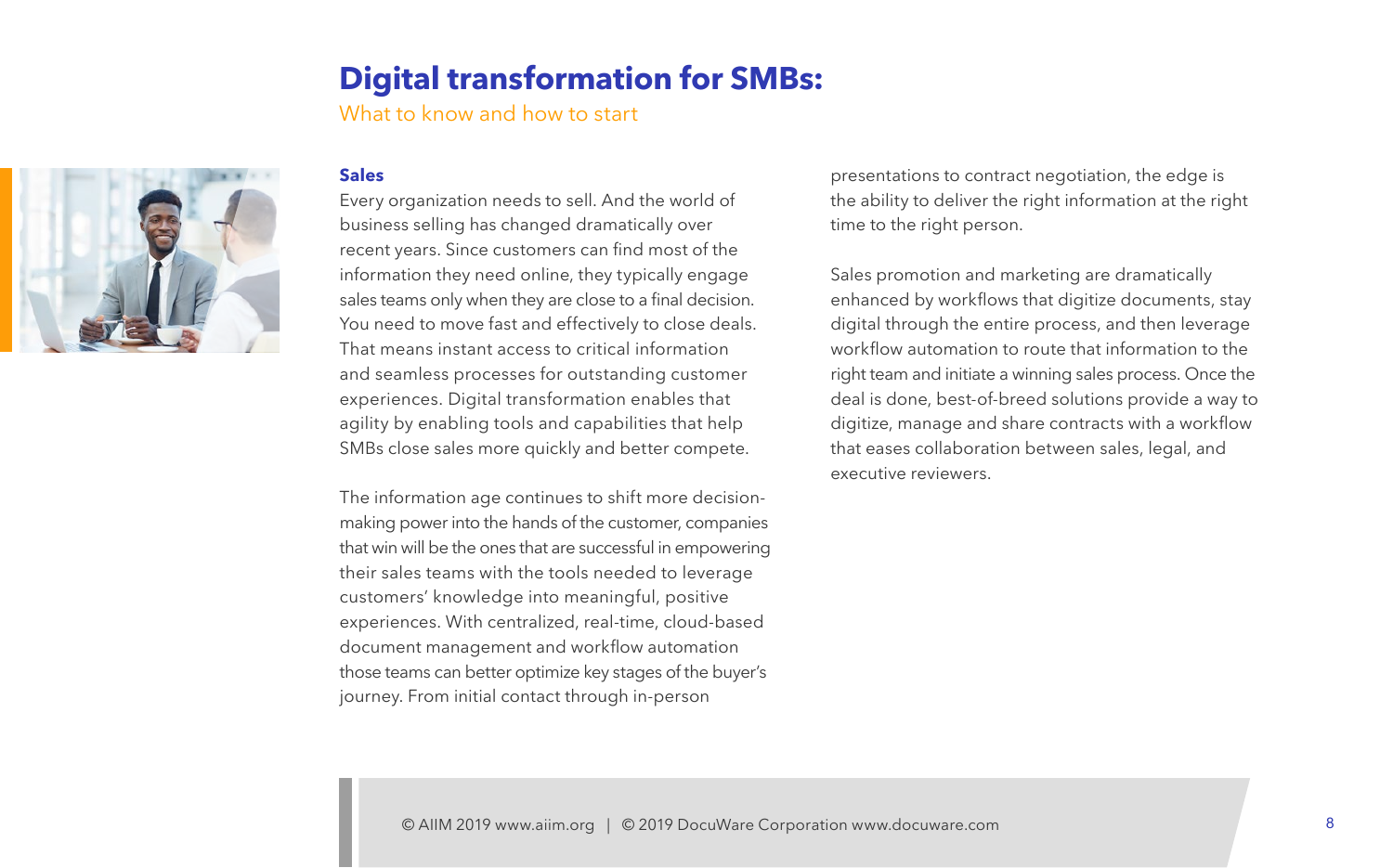## Sales

Every organization needs to sell. And the world of business selling has changed dramatically over recent years. Since customers can find most of the information they need online, they typically engage sales teams only when they are close to a final decision. You need to move fast and effectively to close deals. That means instant access to critical information and seamless processes for outstanding customer experiences. Digital transformation enables that agility by enabling tools and capabilities that help SMBs close sales more quickly and better compete.

The information age continues to shift more decision-making power into the hands of the customer, companies that win will be the ones that are successful in empowering their sales teams with the tools needed to leverage customers' knowledge into meaningful, positive experiences. With centralized, real-time, cloud-based document management and workflow automation those teams can better optimize key stages of the buyer's journey. From initial contact through in-person presentations to contract negotiation, the edge is the ability to deliver the right information at the right time to the right person.

Sales promotion and marketing are dramatically enhanced by workflows that digitize documents, stay digital through the entire process, and then leverage workflow automation to route that information to the right team and initiate a winning sales process. Once the deal is done, best-of-breed solutions provide a way to digitize, manage and share contracts with a workflow that eases collaboration between sales, legal, and executive reviewers.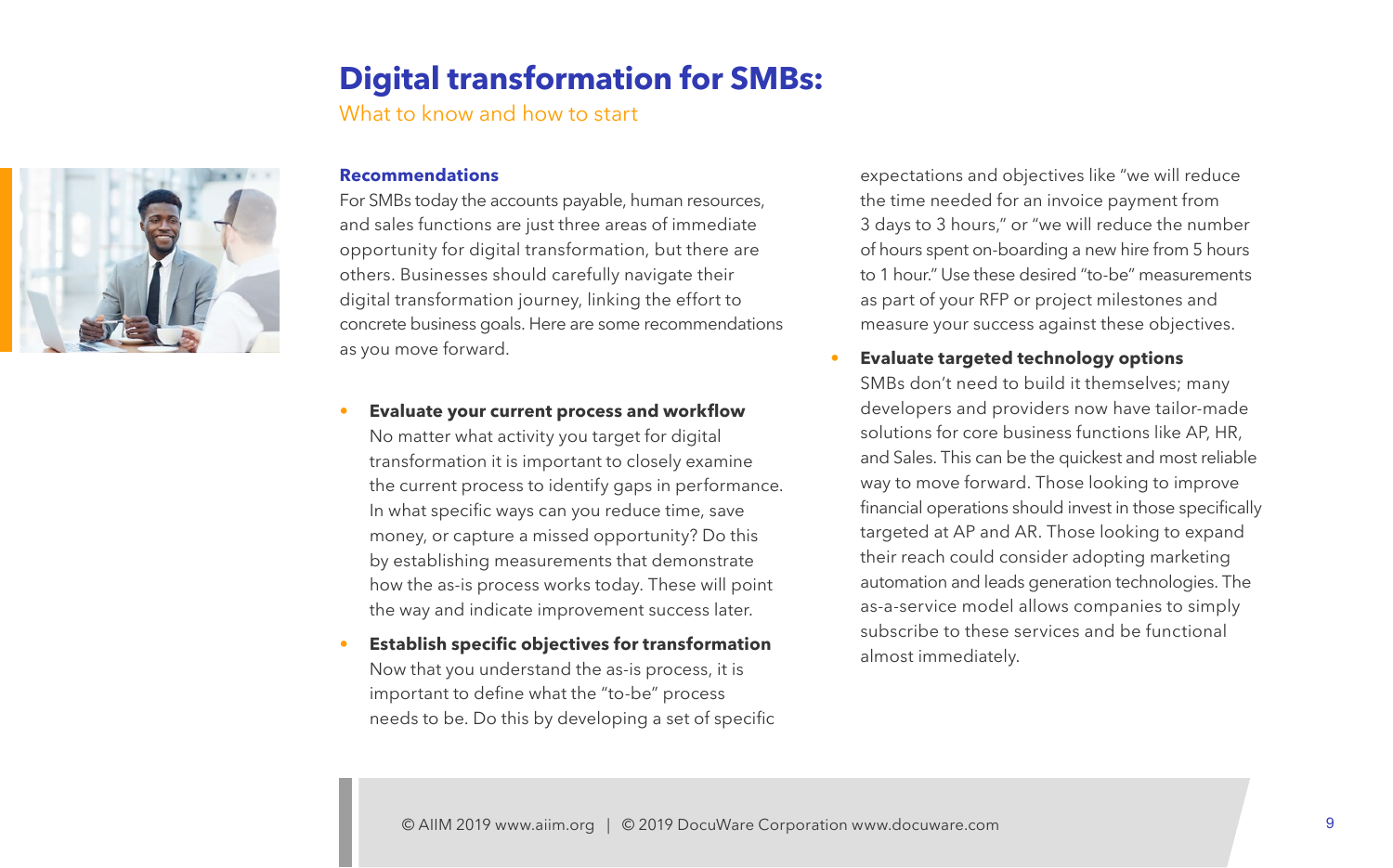# Digital transformation for SMBs:

What to know and how to start

### Recommendations

For SMBs today the accounts payable, human resources, and sales functions are just three areas of immediate opportunity for digital transformation, but there are others. Businesses should carefully navigate their digital transformation journey, linking the effort to concrete business goals. Here are some recommendations as you move forward.

- **Evaluate your current process and workflow**
  No matter what activity you target for digital transformation it is important to closely examine the current process to identify gaps in performance. In what specific ways can you reduce time, save money, or capture a missed opportunity? Do this by establishing measurements that demonstrate how the as-is process works today. These will point the way and indicate improvement success later.

- **Establish specific objectives for transformation**
  Now that you understand the as-is process, it is important to define what the "to-be" process needs to be. Do this by developing a set of specific expectations and objectives like "we will reduce the time needed for an invoice payment from 3 days to 3 hours," or "we will reduce the number of hours spent on-boarding a new hire from 5 hours to 1 hour." Use these desired "to-be" measurements as part of your RFP or project milestones and measure your success against these objectives.

- **Evaluate targeted technology options**
  SMBs don't need to build it themselves; many developers and providers now have tailor-made solutions for core business functions like AP, HR, and Sales. This can be the quickest and most reliable way to move forward. Those looking to improve financial operations should invest in those specifically targeted at AP and AR. Those looking to expand their reach could consider adopting marketing automation and leads generation technologies. The as-a-service model allows companies to simply subscribe to these services and be functional almost immediately.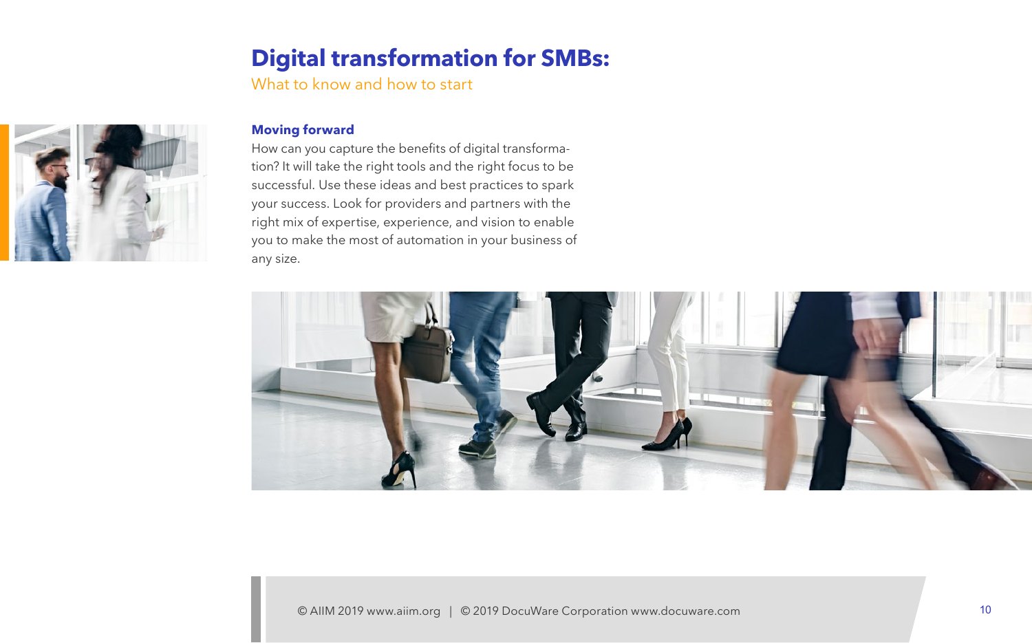## Moving forward

How can you capture the benefits of digital transformation? It will take the right tools and the right focus to be successful. Use these ideas and best practices to spark your success. Look for providers and partners with the right mix of expertise, experience, and vision to enable you to make the most of automation in your business of any size.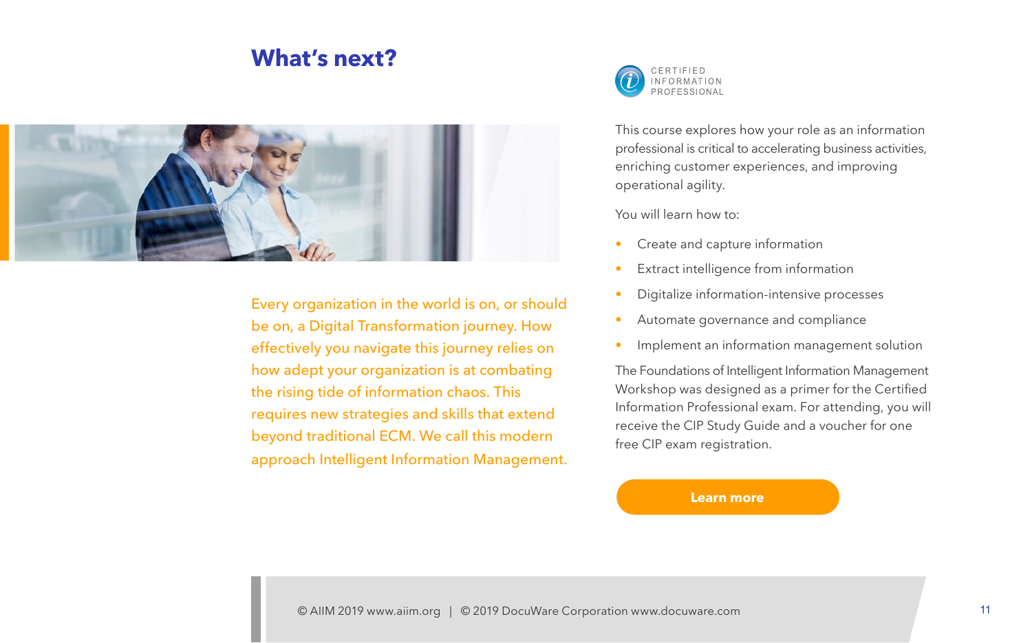# What’s next?

Every organization in the world is on, or should be on, a Digital Transformation journey. How effectively you navigate this journey relies on how adept your organization is at combating the rising tide of information chaos. This requires new strategies and skills that extend beyond traditional ECM. We call this modern approach Intelligent Information Management.

CERTIFIED INFORMATION PROFESSIONAL

This course explores how your role as an information professional is critical to accelerating business activities, enriching customer experiences, and improving operational agility.

You will learn how to:

- Create and capture information
- Extract intelligence from information
- Digitalize information-intensive processes
- Automate governance and compliance
- Implement an information management solution

The Foundations of Intelligent Information Management Workshop was designed as a primer for the Certified Information Professional exam. For attending, you will receive the CIP Study Guide and a voucher for one free CIP exam registration.

**Learn more**

© AIIM 2019 www.aiim.org | © 2019 DocuWare Corporation www.docuware.com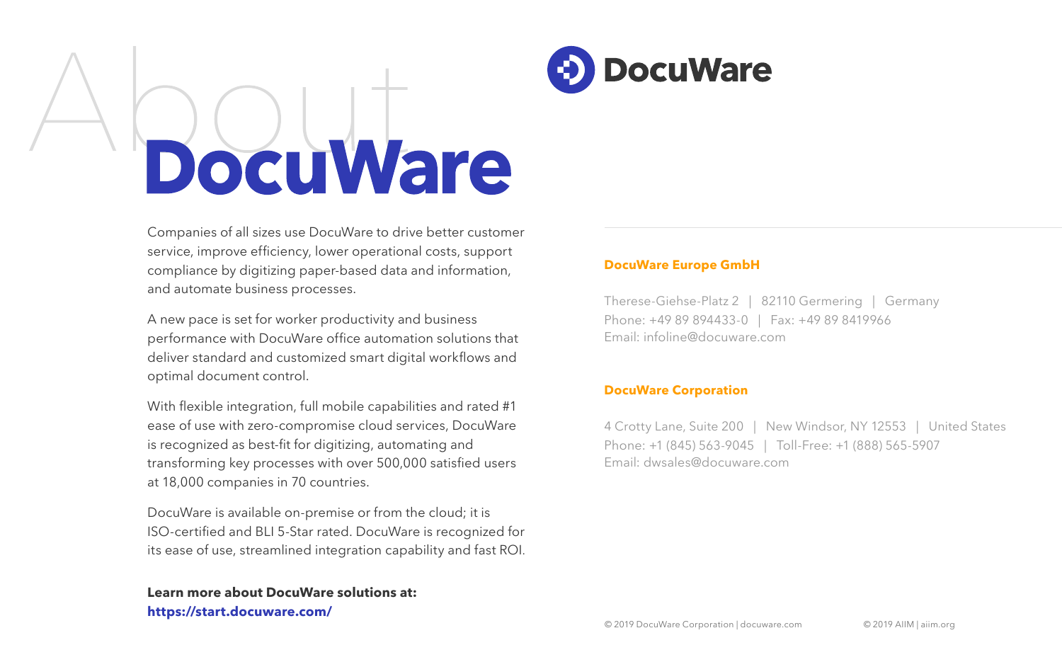# About DocuWare

DocuWare

Companies of all sizes use DocuWare to drive better customer service, improve efficiency, lower operational costs, support compliance by digitizing paper-based data and information, and automate business processes.

A new pace is set for worker productivity and business performance with DocuWare office automation solutions that deliver standard and customized smart digital workflows and optimal document control.

With flexible integration, full mobile capabilities and rated #1 ease of use with zero-compromise cloud services, DocuWare is recognized as best-fit for digitizing, automating and transforming key processes with over 500,000 satisfied users at 18,000 companies in 70 countries.

DocuWare is available on-premise or from the cloud; it is ISO-certified and BLI 5-Star rated. DocuWare is recognized for its ease of use, streamlined integration capability and fast ROI.

**Learn more about DocuWare solutions at:**
**https://start.docuware.com/**

**DocuWare Europe GmbH**

Therese-Giehse-Platz 2 | 82110 Germering | Germany
Phone: +49 89 894433-0 | Fax: +49 89 8419966
Email: infoline@docuware.com

**DocuWare Corporation**

4 Crotty Lane, Suite 200 | New Windsor, NY 12553 | United States
Phone: +1 (845) 563-9045 | Toll-Free: +1 (888) 565-5907
Email: dwsales@docuware.com

© 2019 DocuWare Corporation | docuware.com

© 2019 AIIM | aiim.org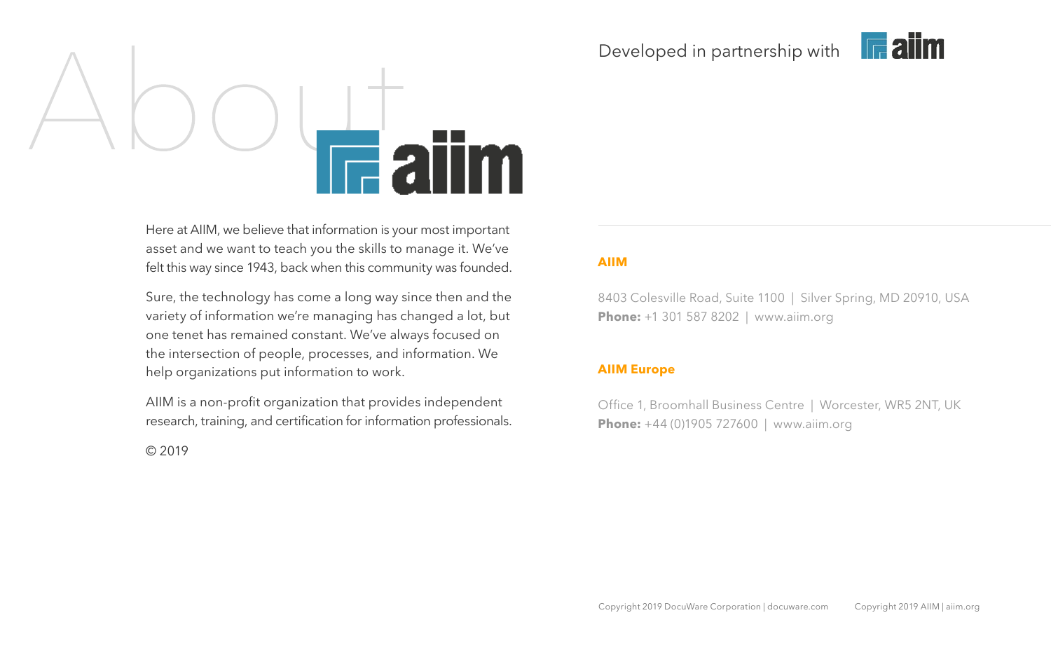# About aiim

Developed in partnership with aiim

Here at AIIM, we believe that information is your most important asset and we want to teach you the skills to manage it. We've felt this way since 1943, back when this community was founded.

Sure, the technology has come a long way since then and the variety of information we're managing has changed a lot, but one tenet has remained constant. We've always focused on the intersection of people, processes, and information. We help organizations put information to work.

AIIM is a non-profit organization that provides independent research, training, and certification for information professionals.

© 2019

### AIIM

8403 Colesville Road, Suite 1100 | Silver Spring, MD 20910, USA
**Phone:** +1 301 587 8202 | www.aiim.org

### AIIM Europe

Office 1, Broomhall Business Centre | Worcester, WR5 2NT, UK
**Phone:** +44 (0)1905 727600 | www.aiim.org

Copyright 2019 DocuWare Corporation | docuware.com

Copyright 2019 AIIM | aiim.org